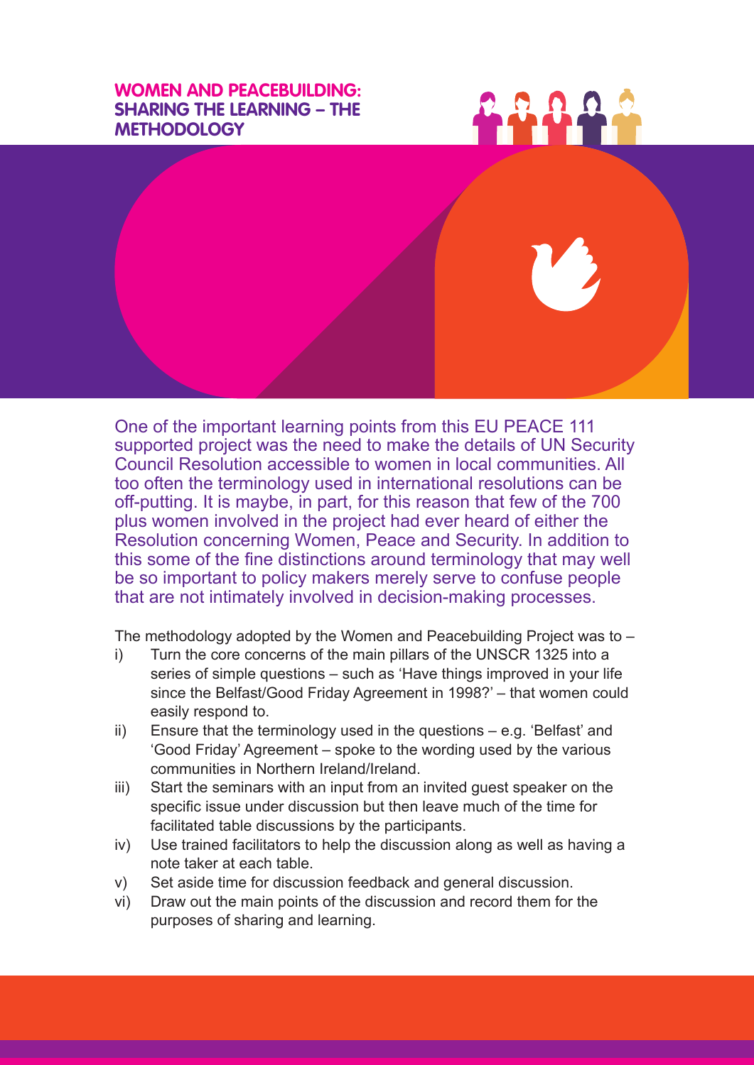# WOMEN AND PEACEBUILDING: SHARING THE LEARNING – THE METHODOLOGY

One of the important learning points from this EU PEACE 111 supported project was the need to make the details of UN Security Council Resolution accessible to women in local communities. All too often the terminology used in international resolutions can be off-putting. It is maybe, in part, for this reason that few of the 700 plus women involved in the project had ever heard of either the Resolution concerning Women, Peace and Security. In addition to this some of the fine distinctions around terminology that may well be so important to policy makers merely serve to confuse people that are not intimately involved in decision-making processes.

The methodology adopted by the Women and Peacebuilding Project was to –

- i) Turn the core concerns of the main pillars of the UNSCR 1325 into a series of simple questions – such as 'Have things improved in your life since the Belfast/Good Friday Agreement in 1998?' – that women could easily respond to.
- ii) Ensure that the terminology used in the questions – e.g. 'Belfast' and 'Good Friday' Agreement – spoke to the wording used by the various communities in Northern Ireland/Ireland.
- iii) Start the seminars with an input from an invited guest speaker on the specific issue under discussion but then leave much of the time for facilitated table discussions by the participants.
- iv) Use trained facilitators to help the discussion along as well as having a note taker at each table.
- v) Set aside time for discussion feedback and general discussion.
- vi) Draw out the main points of the discussion and record them for the purposes of sharing and learning.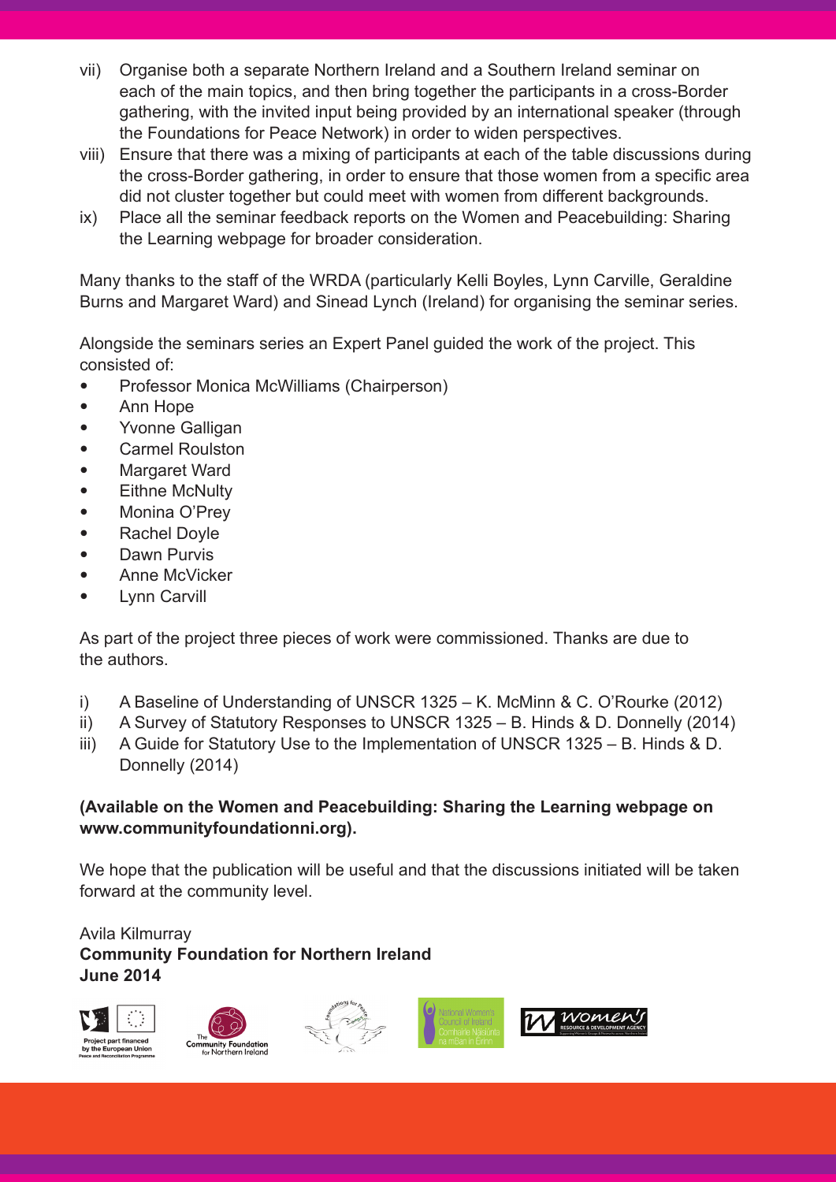vii) Organise both a separate Northern Ireland and a Southern Ireland seminar on each of the main topics, and then bring together the participants in a cross-Border gathering, with the invited input being provided by an international speaker (through the Foundations for Peace Network) in order to widen perspectives.

viii) Ensure that there was a mixing of participants at each of the table discussions during the cross-Border gathering, in order to ensure that those women from a specific area did not cluster together but could meet with women from different backgrounds.

ix) Place all the seminar feedback reports on the Women and Peacebuilding: Sharing the Learning webpage for broader consideration.

Many thanks to the staff of the WRDA (particularly Kelli Boyles, Lynn Carville, Geraldine Burns and Margaret Ward) and Sinead Lynch (Ireland) for organising the seminar series.

Alongside the seminars series an Expert Panel guided the work of the project. This consisted of:

- Professor Monica McWilliams (Chairperson)
- Ann Hope
- Yvonne Galligan
- Carmel Roulston
- Margaret Ward
- Eithne McNulty
- Monina O'Prey
- Rachel Doyle
- Dawn Purvis
- Anne McVicker
- Lynn Carvill

As part of the project three pieces of work were commissioned. Thanks are due to the authors.

i) A Baseline of Understanding of UNSCR 1325 – K. McMinn & C. O'Rourke (2012)

ii) A Survey of Statutory Responses to UNSCR 1325 – B. Hinds & D. Donnelly (2014)

iii) A Guide for Statutory Use to the Implementation of UNSCR 1325 – B. Hinds & D. Donnelly (2014)

**(Available on the Women and Peacebuilding: Sharing the Learning webpage on www.communityfoundationni.org).**

We hope that the publication will be useful and that the discussions initiated will be taken forward at the community level.

Avila Kilmurray
**Community Foundation for Northern Ireland**
**June 2014**

Project part financed by the European Union
Peace and Reconciliation Programme

The Community Foundation for Northern Ireland

Foundations for Peace

National Women's Council of Ireland
Comhairle Náisiúnta na mBan in Éirinn

Women's Resource & Development Agency